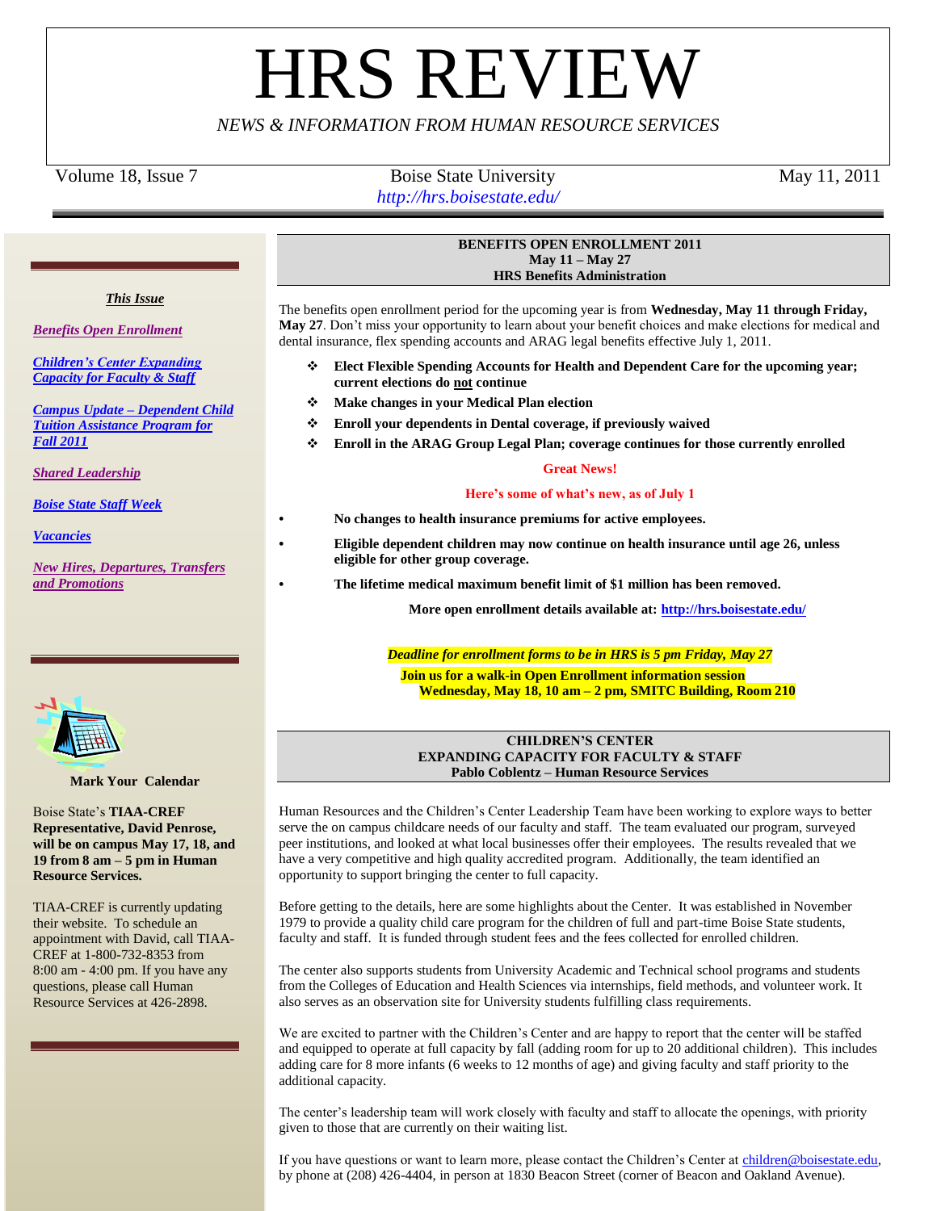# HRS REVIEW

*NEWS & INFORMATION FROM HUMAN RESOURCE SERVICES*

Volume 18, Issue 7 | Boise State University | May 11, 2011

*http://hrs.boisestate.edu/*

***This Issue***

***Benefits Open Enrollment***

***Children's Center Expanding Capacity for Faculty & Staff***

***Campus Update – Dependent Child Tuition Assistance Program for Fall 2011***

***Shared Leadership***

***Boise State Staff Week***

***Vacancies***

***New Hires, Departures, Transfers and Promotions***

**Mark Your Calendar**

Boise State's **TIAA-CREF Representative, David Penrose, will be on campus May 17, 18, and 19 from 8 am – 5 pm in Human Resource Services.**

TIAA-CREF is currently updating their website. To schedule an appointment with David, call TIAA-CREF at 1-800-732-8353 from 8:00 am - 4:00 pm. If you have any questions, please call Human Resource Services at 426-2898.

## BENEFITS OPEN ENROLLMENT 2011
**May 11 – May 27**
**HRS Benefits Administration**

The benefits open enrollment period for the upcoming year is from **Wednesday, May 11 through Friday, May 27**. Don't miss your opportunity to learn about your benefit choices and make elections for medical and dental insurance, flex spending accounts and ARAG legal benefits effective July 1, 2011.

- **Elect Flexible Spending Accounts for Health and Dependent Care for the upcoming year; current elections do not continue**
- **Make changes in your Medical Plan election**
- **Enroll your dependents in Dental coverage, if previously waived**
- **Enroll in the ARAG Group Legal Plan; coverage continues for those currently enrolled**

**Great News!**

**Here's some of what's new, as of July 1**

- **No changes to health insurance premiums for active employees.**
- **Eligible dependent children may now continue on health insurance until age 26, unless eligible for other group coverage.**
- **The lifetime medical maximum benefit limit of $1 million has been removed.**

**More open enrollment details available at: http://hrs.boisestate.edu/**

***Deadline for enrollment forms to be in HRS is 5 pm Friday, May 27***

**Join us for a walk-in Open Enrollment information session**
**Wednesday, May 18, 10 am – 2 pm, SMITC Building, Room 210**

## CHILDREN'S CENTER EXPANDING CAPACITY FOR FACULTY & STAFF
**Pablo Coblentz – Human Resource Services**

Human Resources and the Children's Center Leadership Team have been working to explore ways to better serve the on campus childcare needs of our faculty and staff. The team evaluated our program, surveyed peer institutions, and looked at what local businesses offer their employees. The results revealed that we have a very competitive and high quality accredited program. Additionally, the team identified an opportunity to support bringing the center to full capacity.

Before getting to the details, here are some highlights about the Center. It was established in November 1979 to provide a quality child care program for the children of full and part-time Boise State students, faculty and staff. It is funded through student fees and the fees collected for enrolled children.

The center also supports students from University Academic and Technical school programs and students from the Colleges of Education and Health Sciences via internships, field methods, and volunteer work. It also serves as an observation site for University students fulfilling class requirements.

We are excited to partner with the Children's Center and are happy to report that the center will be staffed and equipped to operate at full capacity by fall (adding room for up to 20 additional children). This includes adding care for 8 more infants (6 weeks to 12 months of age) and giving faculty and staff priority to the additional capacity.

The center's leadership team will work closely with faculty and staff to allocate the openings, with priority given to those that are currently on their waiting list.

If you have questions or want to learn more, please contact the Children's Center at children@boisestate.edu, by phone at (208) 426-4404, in person at 1830 Beacon Street (corner of Beacon and Oakland Avenue).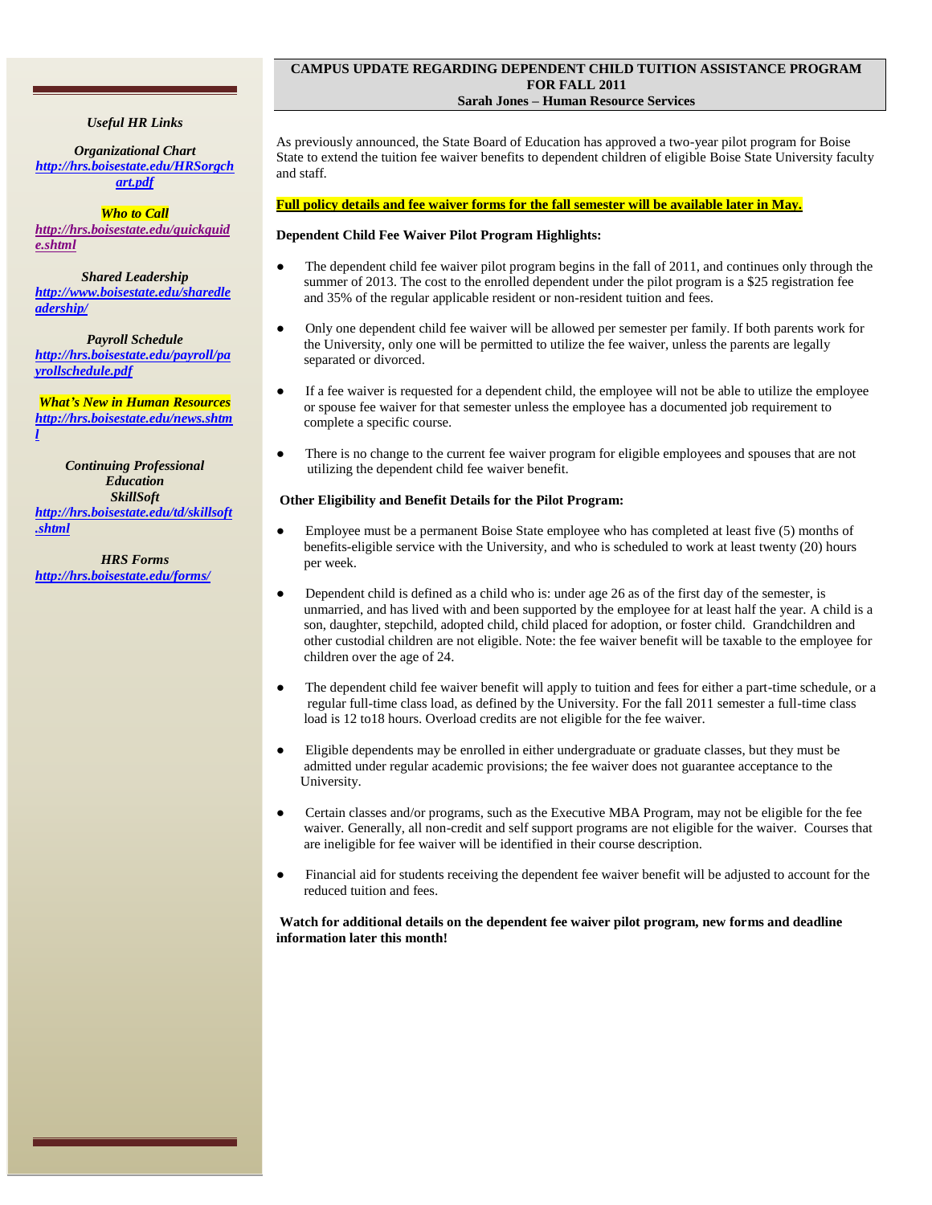## CAMPUS UPDATE REGARDING DEPENDENT CHILD TUITION ASSISTANCE PROGRAM FOR FALL 2011

**Sarah Jones – Human Resource Services**

As previously announced, the State Board of Education has approved a two-year pilot program for Boise State to extend the tuition fee waiver benefits to dependent children of eligible Boise State University faculty and staff.

**Full policy details and fee waiver forms for the fall semester will be available later in May.**

**Dependent Child Fee Waiver Pilot Program Highlights:**

- The dependent child fee waiver pilot program begins in the fall of 2011, and continues only through the summer of 2013. The cost to the enrolled dependent under the pilot program is a $25 registration fee and 35% of the regular applicable resident or non-resident tuition and fees.
- Only one dependent child fee waiver will be allowed per semester per family. If both parents work for the University, only one will be permitted to utilize the fee waiver, unless the parents are legally separated or divorced.
- If a fee waiver is requested for a dependent child, the employee will not be able to utilize the employee or spouse fee waiver for that semester unless the employee has a documented job requirement to complete a specific course.
- There is no change to the current fee waiver program for eligible employees and spouses that are not utilizing the dependent child fee waiver benefit.

**Other Eligibility and Benefit Details for the Pilot Program:**

- Employee must be a permanent Boise State employee who has completed at least five (5) months of benefits-eligible service with the University, and who is scheduled to work at least twenty (20) hours per week.
- Dependent child is defined as a child who is: under age 26 as of the first day of the semester, is unmarried, and has lived with and been supported by the employee for at least half the year. A child is a son, daughter, stepchild, adopted child, child placed for adoption, or foster child. Grandchildren and other custodial children are not eligible. Note: the fee waiver benefit will be taxable to the employee for children over the age of 24.
- The dependent child fee waiver benefit will apply to tuition and fees for either a part-time schedule, or a regular full-time class load, as defined by the University. For the fall 2011 semester a full-time class load is 12 to18 hours. Overload credits are not eligible for the fee waiver.
- Eligible dependents may be enrolled in either undergraduate or graduate classes, but they must be admitted under regular academic provisions; the fee waiver does not guarantee acceptance to the University.
- Certain classes and/or programs, such as the Executive MBA Program, may not be eligible for the fee waiver. Generally, all non-credit and self support programs are not eligible for the waiver. Courses that are ineligible for fee waiver will be identified in their course description.
- Financial aid for students receiving the dependent fee waiver benefit will be adjusted to account for the reduced tuition and fees.

**Watch for additional details on the dependent fee waiver pilot program, new forms and deadline information later this month!**

---

***Useful HR Links***

***Organizational Chart***
[http://hrs.boisestate.edu/HRSorgchart.pdf](http://hrs.boisestate.edu/HRSorgchart.pdf)

***Who to Call***
[http://hrs.boisestate.edu/quickguide.shtml](http://hrs.boisestate.edu/quickguide.shtml)

***Shared Leadership***
[http://www.boisestate.edu/sharedleadership/](http://www.boisestate.edu/sharedleadership/)

***Payroll Schedule***
[http://hrs.boisestate.edu/payroll/payrollschedule.pdf](http://hrs.boisestate.edu/payroll/payrollschedule.pdf)

***What's New in Human Resources***
[http://hrs.boisestate.edu/news.shtml](http://hrs.boisestate.edu/news.shtml)

***Continuing Professional Education SkillSoft***
[http://hrs.boisestate.edu/td/skillsoft.shtml](http://hrs.boisestate.edu/td/skillsoft.shtml)

***HRS Forms***
[http://hrs.boisestate.edu/forms/](http://hrs.boisestate.edu/forms/)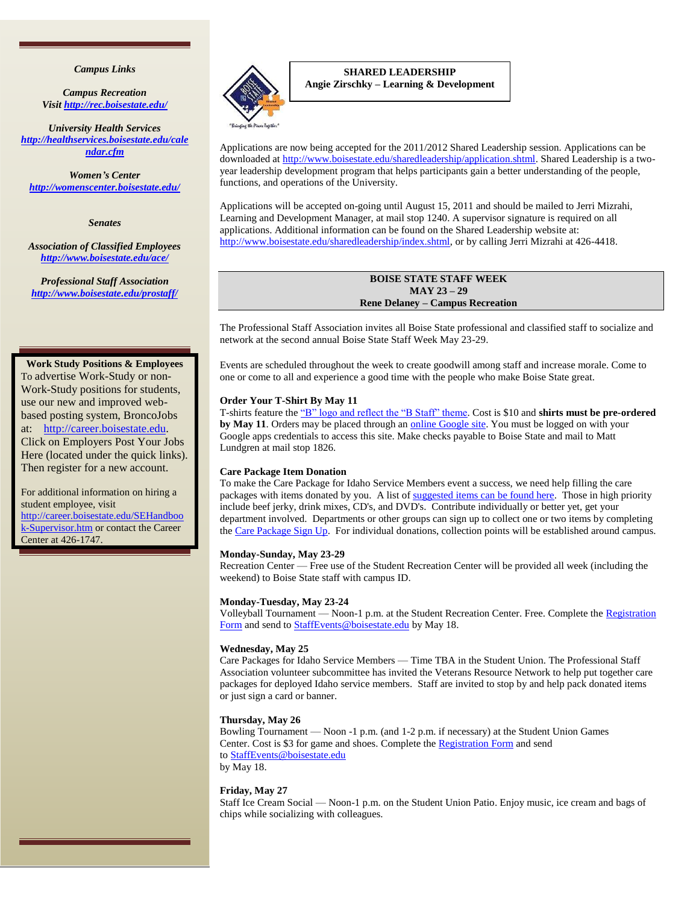*Campus Links*

*Campus Recreation*
*Visit http://rec.boisestate.edu/*

*University Health Services*
*http://healthservices.boisestate.edu/calendar.cfm*

*Women's Center*
*http://womenscenter.boisestate.edu/*

*Senates*

*Association of Classified Employees*
*http://www.boisestate.edu/ace/*

*Professional Staff Association*
*http://www.boisestate.edu/prostaff/*

**Work Study Positions & Employees**

To advertise Work-Study or non-Work-Study positions for students, use our new and improved web-based posting system, BroncoJobs at: http://career.boisestate.edu. Click on Employers Post Your Jobs Here (located under the quick links). Then register for a new account.

For additional information on hiring a student employee, visit http://career.boisestate.edu/SEHandbook-Supervisor.htm or contact the Career Center at 426-1747.

## SHARED LEADERSHIP
**Angie Zirschky – Learning & Development**

Applications are now being accepted for the 2011/2012 Shared Leadership session. Applications can be downloaded at http://www.boisestate.edu/sharedleadership/application.shtml. Shared Leadership is a two-year leadership development program that helps participants gain a better understanding of the people, functions, and operations of the University.

Applications will be accepted on-going until August 15, 2011 and should be mailed to Jerri Mizrahi, Learning and Development Manager, at mail stop 1240. A supervisor signature is required on all applications. Additional information can be found on the Shared Leadership website at: http://www.boisestate.edu/sharedleadership/index.shtml, or by calling Jerri Mizrahi at 426-4418.

## BOISE STATE STAFF WEEK
## MAY 23 – 29
**Rene Delaney – Campus Recreation**

The Professional Staff Association invites all Boise State professional and classified staff to socialize and network at the second annual Boise State Staff Week May 23-29.

Events are scheduled throughout the week to create goodwill among staff and increase morale. Come to one or come to all and experience a good time with the people who make Boise State great.

**Order Your T-Shirt By May 11**
T-shirts feature the "B" logo and reflect the "B Staff" theme. Cost is $10 and **shirts must be pre-ordered by May 11**. Orders may be placed through an online Google site. You must be logged on with your Google apps credentials to access this site. Make checks payable to Boise State and mail to Matt Lundgren at mail stop 1826.

**Care Package Item Donation**
To make the Care Package for Idaho Service Members event a success, we need help filling the care packages with items donated by you. A list of suggested items can be found here. Those in high priority include beef jerky, drink mixes, CD's, and DVD's. Contribute individually or better yet, get your department involved. Departments or other groups can sign up to collect one or two items by completing the Care Package Sign Up. For individual donations, collection points will be established around campus.

**Monday-Sunday, May 23-29**
Recreation Center — Free use of the Student Recreation Center will be provided all week (including the weekend) to Boise State staff with campus ID.

**Monday-Tuesday, May 23-24**
Volleyball Tournament — Noon-1 p.m. at the Student Recreation Center. Free. Complete the Registration Form and send to StaffEvents@boisestate.edu by May 18.

**Wednesday, May 25**
Care Packages for Idaho Service Members — Time TBA in the Student Union. The Professional Staff Association volunteer subcommittee has invited the Veterans Resource Network to help put together care packages for deployed Idaho service members. Staff are invited to stop by and help pack donated items or just sign a card or banner.

**Thursday, May 26**
Bowling Tournament — Noon -1 p.m. (and 1-2 p.m. if necessary) at the Student Union Games Center. Cost is $3 for game and shoes. Complete the Registration Form and send to StaffEvents@boisestate.edu by May 18.

**Friday, May 27**
Staff Ice Cream Social — Noon-1 p.m. on the Student Union Patio. Enjoy music, ice cream and bags of chips while socializing with colleagues.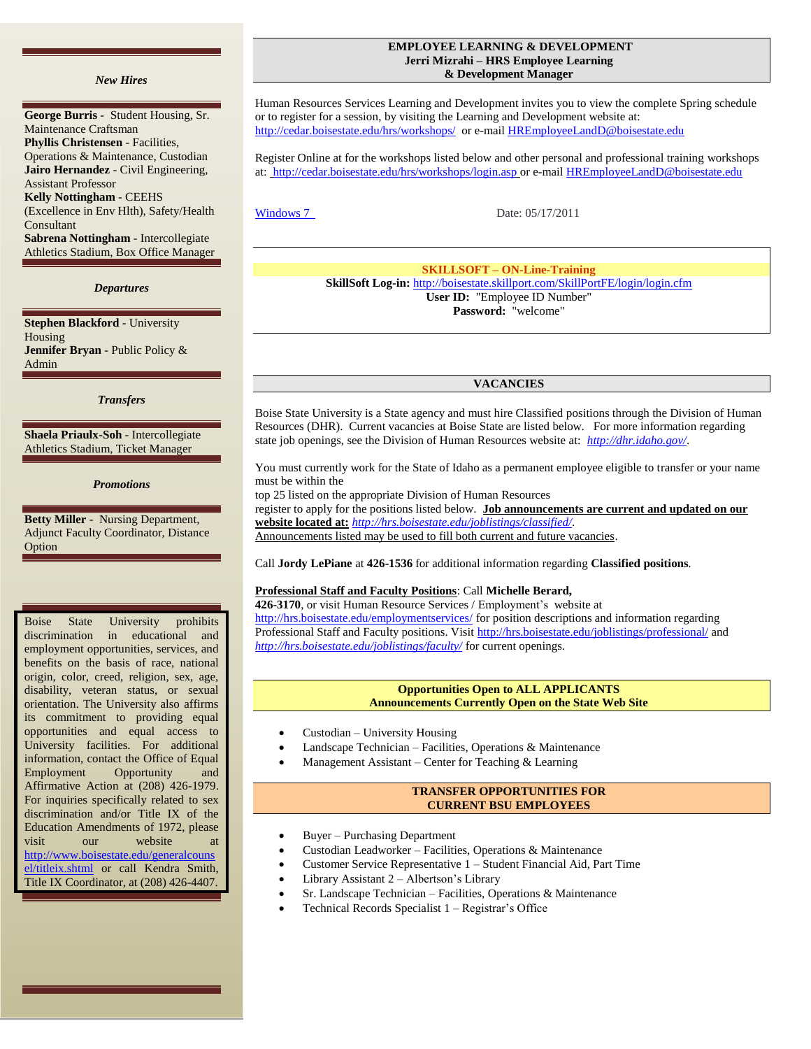### *New Hires*

**George Burris** - Student Housing, Sr. Maintenance Craftsman
**Phyllis Christensen** - Facilities, Operations & Maintenance, Custodian
**Jairo Hernandez** - Civil Engineering, Assistant Professor
**Kelly Nottingham** - CEEHS (Excellence in Env Hlth), Safety/Health Consultant
**Sabrena Nottingham** - Intercollegiate Athletics Stadium, Box Office Manager

### *Departures*

**Stephen Blackford** - University Housing
**Jennifer Bryan** - Public Policy & Admin

### *Transfers*

**Shaela Priaulx-Soh** - Intercollegiate Athletics Stadium, Ticket Manager

### *Promotions*

**Betty Miller** - Nursing Department, Adjunct Faculty Coordinator, Distance Option

Boise State University prohibits discrimination in educational and employment opportunities, services, and benefits on the basis of race, national origin, color, creed, religion, sex, age, disability, veteran status, or sexual orientation. The University also affirms its commitment to providing equal opportunities and equal access to University facilities. For additional information, contact the Office of Equal Employment Opportunity and Affirmative Action at (208) 426-1979. For inquiries specifically related to sex discrimination and/or Title IX of the Education Amendments of 1972, please visit our website at http://www.boisestate.edu/generalcounsel/titleix.shtml or call Kendra Smith, Title IX Coordinator, at (208) 426-4407.

## EMPLOYEE LEARNING & DEVELOPMENT
**Jerri Mizrahi – HRS Employee Learning & Development Manager**

Human Resources Services Learning and Development invites you to view the complete Spring schedule or to register for a session, by visiting the Learning and Development website at: http://cedar.boisestate.edu/hrs/workshops/ or e-mail HREmployeeLandD@boisestate.edu

Register Online at for the workshops listed below and other personal and professional training workshops at: http://cedar.boisestate.edu/hrs/workshops/login.asp or e-mail HREmployeeLandD@boisestate.edu

Windows 7 Date: 05/17/2011

**SKILLSOFT – ON-Line-Training**
**SkillSoft Log-in:** http://boisestate.skillport.com/SkillPortFE/login/login.cfm
**User ID:** "Employee ID Number"
**Password:** "welcome"

## VACANCIES

Boise State University is a State agency and must hire Classified positions through the Division of Human Resources (DHR). Current vacancies at Boise State are listed below. For more information regarding state job openings, see the Division of Human Resources website at: *http://dhr.idaho.gov/*.

You must currently work for the State of Idaho as a permanent employee eligible to transfer or your name must be within the
top 25 listed on the appropriate Division of Human Resources
register to apply for the positions listed below. **Job announcements are current and updated on our website located at:** *http://hrs.boisestate.edu/joblistings/classified/*.
Announcements listed may be used to fill both current and future vacancies.

Call **Jordy LePiane** at **426-1536** for additional information regarding **Classified positions**.

**Professional Staff and Faculty Positions**: Call **Michelle Berard, 426-3170**, or visit Human Resource Services / Employment's website at http://hrs.boisestate.edu/employmentservices/ for position descriptions and information regarding Professional Staff and Faculty positions. Visit http://hrs.boisestate.edu/joblistings/professional/ and *http://hrs.boisestate.edu/joblistings/faculty/* for current openings.

**Opportunities Open to ALL APPLICANTS**
**Announcements Currently Open on the State Web Site**

- Custodian – University Housing
- Landscape Technician – Facilities, Operations & Maintenance
- Management Assistant – Center for Teaching & Learning

**TRANSFER OPPORTUNITIES FOR CURRENT BSU EMPLOYEES**

- Buyer – Purchasing Department
- Custodian Leadworker – Facilities, Operations & Maintenance
- Customer Service Representative 1 – Student Financial Aid, Part Time
- Library Assistant 2 – Albertson's Library
- Sr. Landscape Technician – Facilities, Operations & Maintenance
- Technical Records Specialist 1 – Registrar's Office